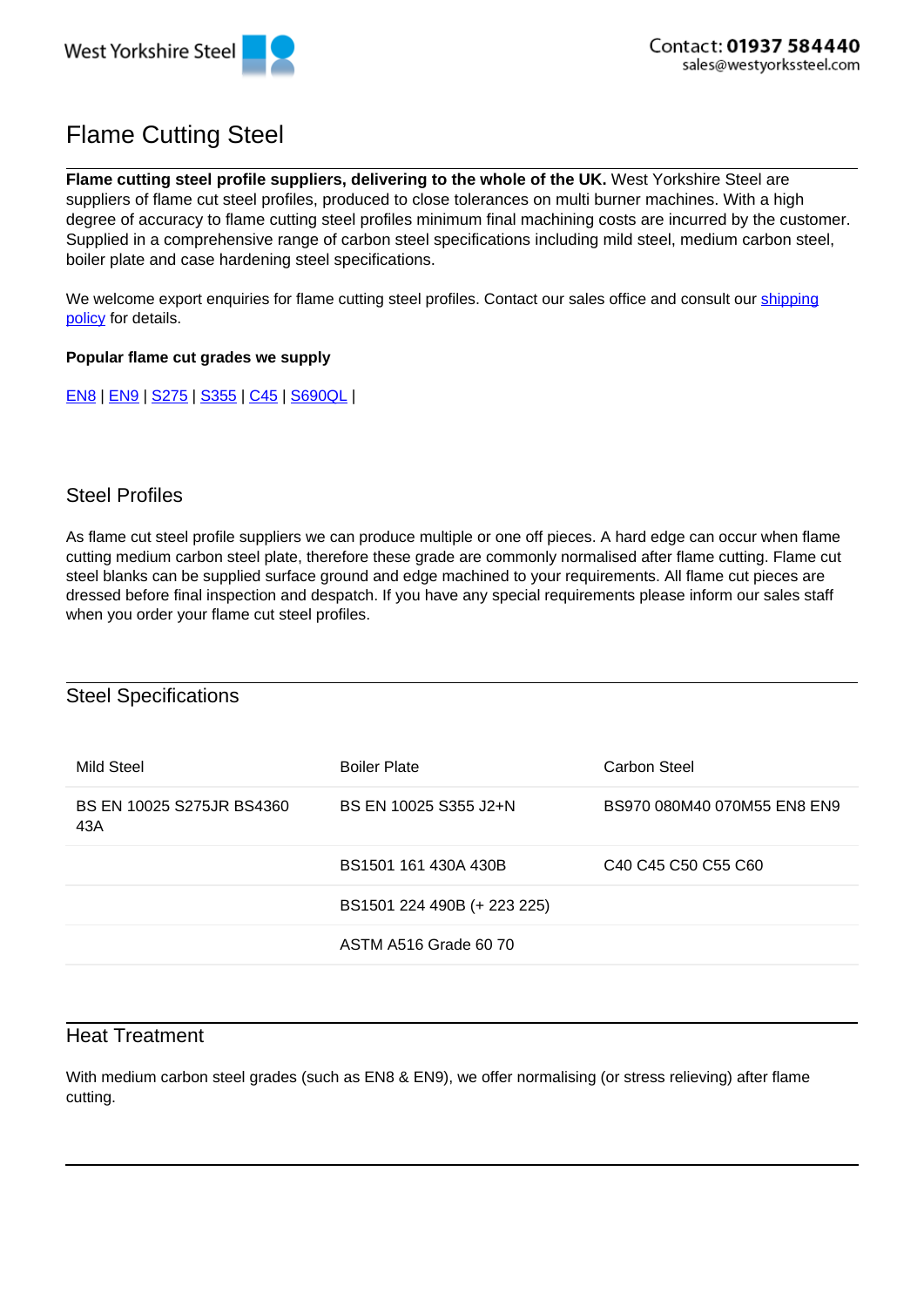West Yorkshire Steel

Contact: **01937 584440**
sales@westyorkssteel.com

# Flame Cutting Steel

**Flame cutting steel profile suppliers, delivering to the whole of the UK.** West Yorkshire Steel are suppliers of flame cut steel profiles, produced to close tolerances on multi burner machines. With a high degree of accuracy to flame cutting steel profiles minimum final machining costs are incurred by the customer. Supplied in a comprehensive range of carbon steel specifications including mild steel, medium carbon steel, boiler plate and case hardening steel specifications.

We welcome export enquiries for flame cutting steel profiles. Contact our sales office and consult our shipping policy for details.

**Popular flame cut grades we supply**

EN8 | EN9 | S275 | S355 | C45 | S690QL |

## Steel Profiles

As flame cut steel profile suppliers we can produce multiple or one off pieces. A hard edge can occur when flame cutting medium carbon steel plate, therefore these grade are commonly normalised after flame cutting. Flame cut steel blanks can be supplied surface ground and edge machined to your requirements. All flame cut pieces are dressed before final inspection and despatch. If you have any special requirements please inform our sales staff when you order your flame cut steel profiles.

## Steel Specifications

| Mild Steel | Boiler Plate | Carbon Steel |
|---|---|---|
| BS EN 10025 S275JR BS4360 43A | BS EN 10025 S355 J2+N | BS970 080M40 070M55 EN8 EN9 |
| | BS1501 161 430A 430B | C40 C45 C50 C55 C60 |
| | BS1501 224 490B (+ 223 225) | |
| | ASTM A516 Grade 60 70 | |

## Heat Treatment

With medium carbon steel grades (such as EN8 & EN9), we offer normalising (or stress relieving) after flame cutting.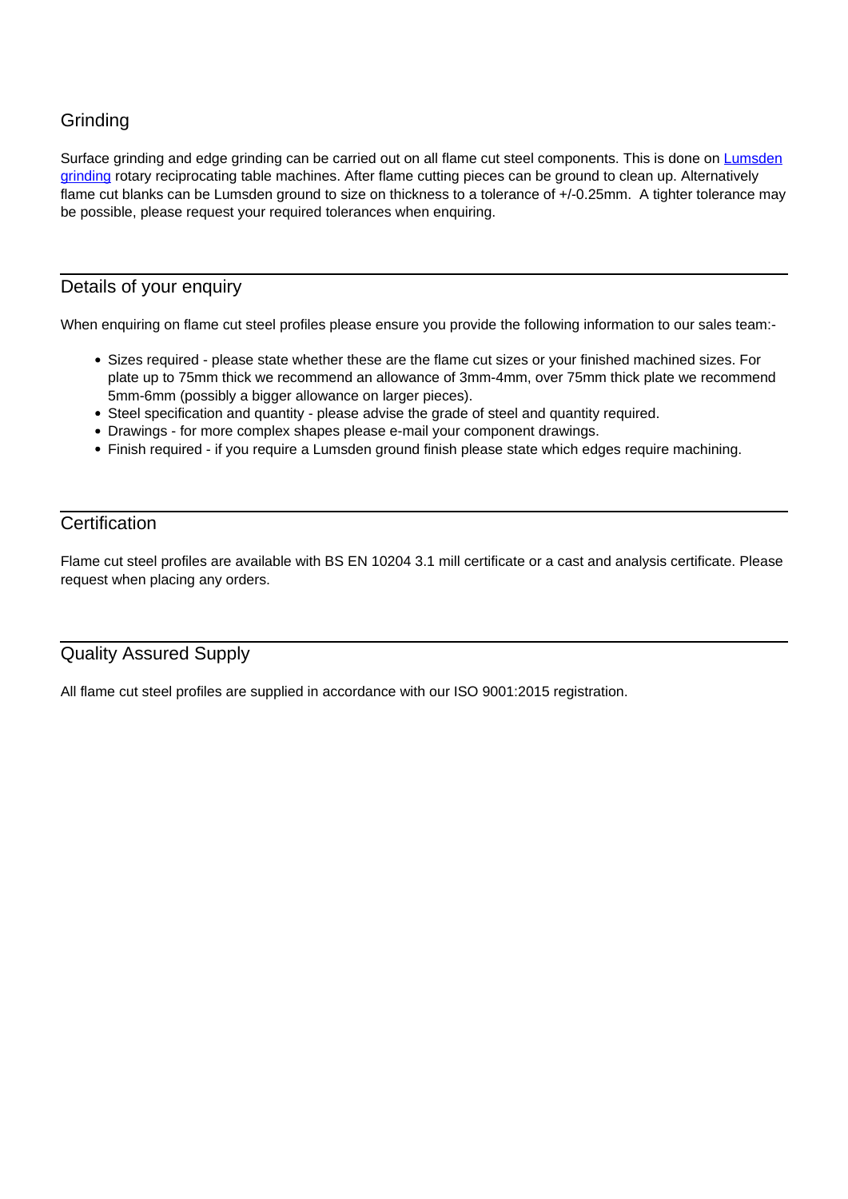## Grinding

Surface grinding and edge grinding can be carried out on all flame cut steel components. This is done on [Lumsden grinding](#) rotary reciprocating table machines. After flame cutting pieces can be ground to clean up. Alternatively flame cut blanks can be Lumsden ground to size on thickness to a tolerance of +/-0.25mm. A tighter tolerance may be possible, please request your required tolerances when enquiring.

## Details of your enquiry

When enquiring on flame cut steel profiles please ensure you provide the following information to our sales team:-

- Sizes required - please state whether these are the flame cut sizes or your finished machined sizes. For plate up to 75mm thick we recommend an allowance of 3mm-4mm, over 75mm thick plate we recommend 5mm-6mm (possibly a bigger allowance on larger pieces).
- Steel specification and quantity - please advise the grade of steel and quantity required.
- Drawings - for more complex shapes please e-mail your component drawings.
- Finish required - if you require a Lumsden ground finish please state which edges require machining.

## Certification

Flame cut steel profiles are available with BS EN 10204 3.1 mill certificate or a cast and analysis certificate. Please request when placing any orders.

## Quality Assured Supply

All flame cut steel profiles are supplied in accordance with our ISO 9001:2015 registration.